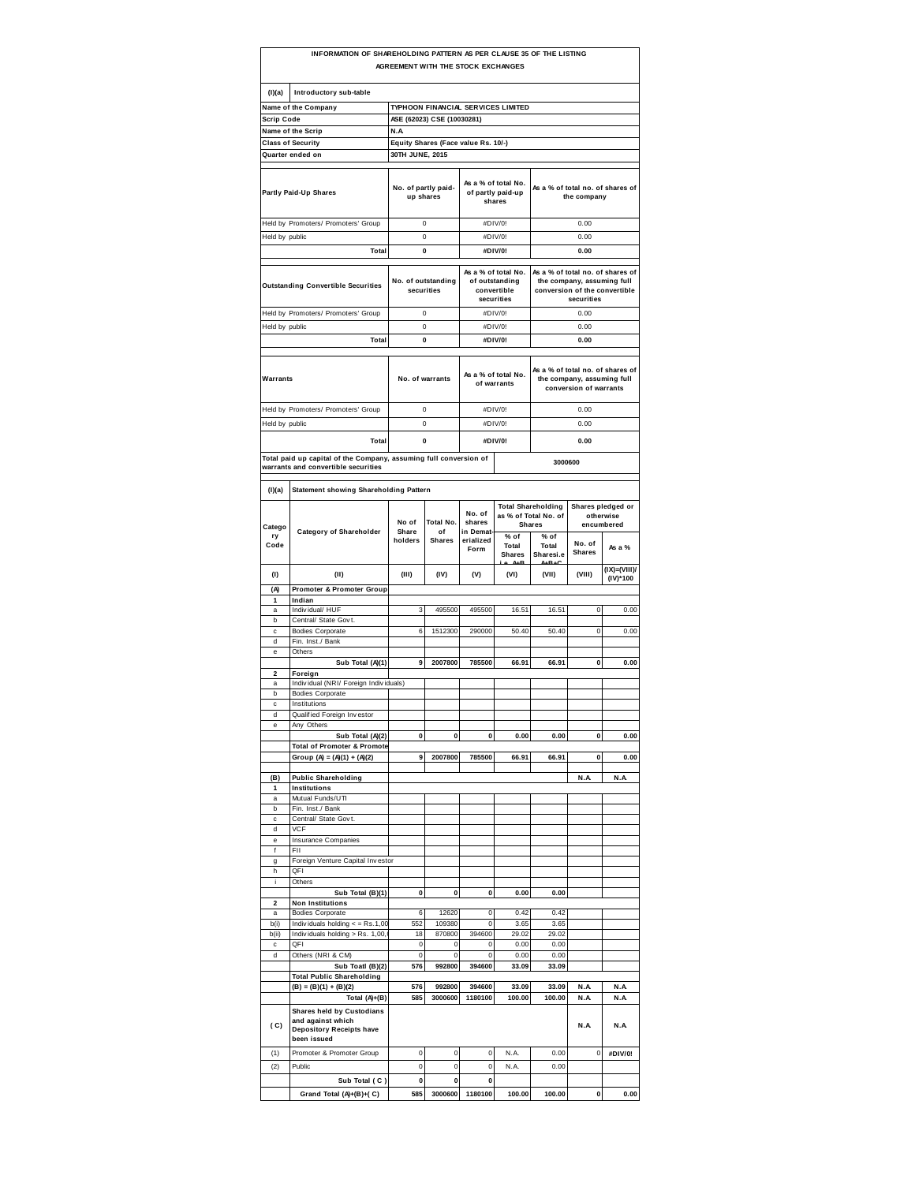# INFORMATION OF SHAREHOLDING PATTERN AS PER CLAUSE 35 OF THE LISTING AGREEMENT WITH THE STOCK EXCHANGES

| (I)(a) | Introductory sub-table |
|---|---|
| Name of the Company | TYPHOON FINANCIAL SERVICES LIMITED |
| Scrip Code | ASE (62023) CSE (10030281) |
| Name of the Scrip | N.A. |
| Class of Security | Equity Shares (Face value Rs. 10/-) |
| Quarter ended on | 30TH JUNE, 2015 |

| Partly Paid-Up Shares | No. of partly paid-up shares | As a % of total No. of partly paid-up shares | As a % of total no. of shares of the company |
|---|---|---|---|
| Held by Promoters/ Promoters' Group | 0 | #DIV/0! | 0.00 |
| Held by public | 0 | #DIV/0! | 0.00 |
| **Total** | **0** | **#DIV/0!** | **0.00** |

| Outstanding Convertible Securities | No. of outstanding securities | As a % of total No. of outstanding convertible securities | As a % of total no. of shares of the company, assuming full conversion of the convertible securities |
|---|---|---|---|
| Held by Promoters/ Promoters' Group | 0 | #DIV/0! | 0.00 |
| Held by public | 0 | #DIV/0! | 0.00 |
| **Total** | **0** | **#DIV/0!** | **0.00** |

| Warrants | No. of warrants | As a % of total No. of warrants | As a % of total no. of shares of the company, assuming full conversion of warrants |
|---|---|---|---|
| Held by Promoters/ Promoters' Group | 0 | #DIV/0! | 0.00 |
| Held by public | 0 | #DIV/0! | 0.00 |
| **Total** | **0** | **#DIV/0!** | **0.00** |

| Total paid up capital of the Company, assuming full conversion of warrants and convertible securities | 3000600 |
|---|---|

## (I)(a) Statement showing Shareholding Pattern

| Category Code | Category of Shareholder | No of Share holders | Total No. of Shares | No. of shares in Dematerialized Form | Total Shareholding as % of Total No. of Shares | | Shares pledged or otherwise encumbered | |
|---|---|---|---|---|---|---|---|---|
| | | | | | % of Total Shares i.e. A+B | % of Total Shares i.e. A+B+C | No. of Shares | As a % |
| (I) | (II) | (III) | (IV) | (V) | (VI) | (VII) | (VIII) | (IX)=(VIII)/(IV)*100 |
| **(A)** | **Promoter & Promoter Group** | | | | | | | |
| **1** | **Indian** | | | | | | | |
| a | Individual/ HUF | 3 | 495500 | 495500 | 16.51 | 16.51 | 0 | 0.00 |
| b | Central/ State Govt. | | | | | | | |
| c | Bodies Corporate | 6 | 1512300 | 290000 | 50.40 | 50.40 | 0 | 0.00 |
| d | Fin. Inst./ Bank | | | | | | | |
| e | Others | | | | | | | |
| | **Sub Total (A)(1)** | **9** | **2007800** | **785500** | **66.91** | **66.91** | **0** | **0.00** |
| **2** | **Foreign** | | | | | | | |
| a | Individual (NRI/ Foreign Individuals) | | | | | | | |
| b | Bodies Corporate | | | | | | | |
| c | Institutions | | | | | | | |
| d | Qualified Foreign Investor | | | | | | | |
| e | Any Others | | | | | | | |
| | **Sub Total (A)(2)** | **0** | **0** | **0** | **0.00** | **0.00** | **0** | **0.00** |
| | **Total of Promoter & Promoter Group (A) = (A)(1) + (A)(2)** | **9** | **2007800** | **785500** | **66.91** | **66.91** | **0** | **0.00** |
| **(B)** | **Public Shareholding** | | | | | | **N.A.** | **N.A.** |
| **1** | **Institutions** | | | | | | | |
| a | Mutual Funds/UTI | | | | | | | |
| b | Fin. Inst./ Bank | | | | | | | |
| c | Central/ State Govt. | | | | | | | |
| d | VCF | | | | | | | |
| e | Insurance Companies | | | | | | | |
| f | FII | | | | | | | |
| g | Foreign Venture Capital Investor | | | | | | | |
| h | QFI | | | | | | | |
| i | Others | | | | | | | |
| | **Sub Total (B)(1)** | **0** | **0** | **0** | **0.00** | **0.00** | | |
| **2** | **Non Institutions** | | | | | | | |
| a | Bodies Corporate | 6 | 12620 | 0 | 0.42 | 0.42 | | |
| b(i) | Individuals holding < = Rs.1,00 | 552 | 109380 | 0 | 3.65 | 3.65 | | |
| b(ii) | Individuals holding > Rs. 1,00,( | 18 | 870800 | 394600 | 29.02 | 29.02 | | |
| c | QFI | 0 | 0 | 0 | 0.00 | 0.00 | | |
| d | Others (NRI & CM) | 0 | 0 | 0 | 0.00 | 0.00 | | |
| | **Sub Toatl (B)(2)** | **576** | **992800** | **394600** | **33.09** | **33.09** | | |
| | **Total Public Shareholding (B) = (B)(1) + (B)(2)** | **576** | **992800** | **394600** | **33.09** | **33.09** | **N.A** | **N.A** |
| | **Total (A)+(B)** | **585** | **3000600** | **1180100** | **100.00** | **100.00** | **N.A.** | **N.A.** |
| **( C)** | **Shares held by Custodians and against which Depository Receipts have been issued** | | | | | | **N.A.** | **N.A.** |
| (1) | Promoter & Promoter Group | 0 | 0 | 0 | N.A. | 0.00 | 0 | **#DIV/0!** |
| (2) | Public | 0 | 0 | 0 | N.A. | 0.00 | | |
| | **Sub Total ( C )** | **0** | **0** | **0** | | | | |
| | **Grand Total (A)+(B)+( C)** | **585** | **3000600** | **1180100** | **100.00** | **100.00** | **0** | **0.00** |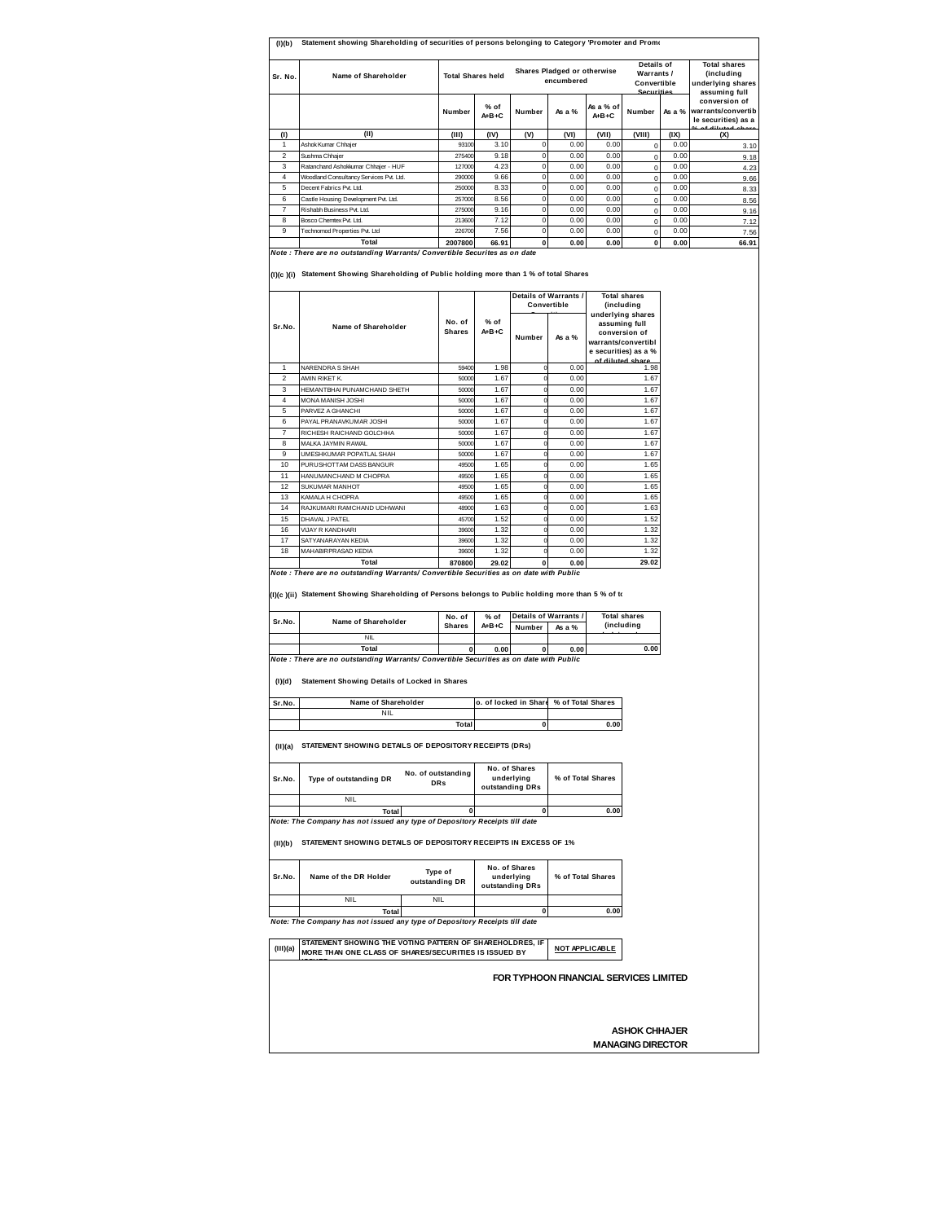**(I)(b) Statement showing Shareholding of securities of persons belonging to Category 'Promoter and Promo**

| Sr. No. | Name of Shareholder | Total Shares held | | Shares Pledged or otherwise encumbered | | | Details of Warrants / Convertible Securities | | Total shares (including underlying shares assuming full conversion of warrants/convertible securities) as a % of diluted share |
|---|---|---|---|---|---|---|---|---|---|
| | | Number | % of A+B+C | Number | As a % | As a % of A+B+C | Number | As a % | |
| (I) | (II) | (III) | (IV) | (V) | (VI) | (VII) | (VIII) | (IX) | (X) |
| 1 | Ashok Kumar Chhajer | 93100 | 3.10 | 0 | 0.00 | 0.00 | 0 | 0.00 | 3.10 |
| 2 | Sushma Chhajer | 275400 | 9.18 | 0 | 0.00 | 0.00 | 0 | 0.00 | 9.18 |
| 3 | Ratanchand Ashokkumar Chhajer - HUF | 127000 | 4.23 | 0 | 0.00 | 0.00 | 0 | 0.00 | 4.23 |
| 4 | Woodland Consultancy Services Pvt. Ltd. | 290000 | 9.66 | 0 | 0.00 | 0.00 | 0 | 0.00 | 9.66 |
| 5 | Decent Fabrics Pvt. Ltd. | 250000 | 8.33 | 0 | 0.00 | 0.00 | 0 | 0.00 | 8.33 |
| 6 | Castle Housing Development Pvt. Ltd. | 257000 | 8.56 | 0 | 0.00 | 0.00 | 0 | 0.00 | 8.56 |
| 7 | Rishabh Business Pvt. Ltd. | 275000 | 9.16 | 0 | 0.00 | 0.00 | 0 | 0.00 | 9.16 |
| 8 | Bosco Chemtex Pvt. Ltd. | 213600 | 7.12 | 0 | 0.00 | 0.00 | 0 | 0.00 | 7.12 |
| 9 | Technomod Properties Pvt. Ltd | 226700 | 7.56 | 0 | 0.00 | 0.00 | 0 | 0.00 | 7.56 |
| | **Total** | **2007800** | **66.91** | **0** | **0.00** | **0.00** | **0** | **0.00** | **66.91** |

***Note : There are no outstanding Warrants/ Convertible Securites as on date***

**(I)(c )(i) Statement Showing Shareholding of Public holding more than 1 % of total Shares**

| Sr.No. | Name of Shareholder | No. of Shares | % of A+B+C | Details of Warrants / Convertible Securities | | Total shares (including underlying shares assuming full conversion of warrants/convertible securities) as a % of diluted share |
|---|---|---|---|---|---|---|
| | | | | Number | As a % | |
| 1 | NARENDRA S SHAH | 59400 | 1.98 | 0 | 0.00 | 1.98 |
| 2 | AMIN RIKET K. | 50000 | 1.67 | 0 | 0.00 | 1.67 |
| 3 | HEMANTBHAI PUNAMCHAND SHETH | 50000 | 1.67 | 0 | 0.00 | 1.67 |
| 4 | MONA MANISH JOSHI | 50000 | 1.67 | 0 | 0.00 | 1.67 |
| 5 | PARVEZ A GHANCHI | 50000 | 1.67 | 0 | 0.00 | 1.67 |
| 6 | PAYAL PRANAVKUMAR JOSHI | 50000 | 1.67 | 0 | 0.00 | 1.67 |
| 7 | RICHESH RAICHAND GOLCHHA | 50000 | 1.67 | 0 | 0.00 | 1.67 |
| 8 | MALKA JAYMIN RAWAL | 50000 | 1.67 | 0 | 0.00 | 1.67 |
| 9 | UMESHKUMAR POPATLAL SHAH | 50000 | 1.67 | 0 | 0.00 | 1.67 |
| 10 | PURUSHOTTAM DASS BANGUR | 49500 | 1.65 | 0 | 0.00 | 1.65 |
| 11 | HANUMANCHAND M CHOPRA | 49500 | 1.65 | 0 | 0.00 | 1.65 |
| 12 | SUKUMAR MANHOT | 49500 | 1.65 | 0 | 0.00 | 1.65 |
| 13 | KAMALA H CHOPRA | 49500 | 1.65 | 0 | 0.00 | 1.65 |
| 14 | RAJKUMARI RAMCHAND UDHWANI | 48900 | 1.63 | 0 | 0.00 | 1.63 |
| 15 | DHAVAL J PATEL | 45700 | 1.52 | 0 | 0.00 | 1.52 |
| 16 | VIJAY R KANDHARI | 39600 | 1.32 | 0 | 0.00 | 1.32 |
| 17 | SATYANARAYAN KEDIA | 39600 | 1.32 | 0 | 0.00 | 1.32 |
| 18 | MAHABIRPRASAD KEDIA | 39600 | 1.32 | 0 | 0.00 | 1.32 |
| | **Total** | **870800** | **29.02** | **0** | **0.00** | **29.02** |

***Note : There are no outstanding Warrants/ Convertible Securities as on date with Public***

**(I)(c )(ii) Statement Showing Shareholding of Persons belongs to Public holding more than 5 % of to**

| Sr.No. | Name of Shareholder | No. of Shares | % of A+B+C | Details of Warrants / | | Total shares (including |
|---|---|---|---|---|---|---|
| | | | | Number | As a % | |
| | NIL | | | | | |
| | **Total** | **0** | **0.00** | **0** | **0.00** | **0.00** |

***Note : There are no outstanding Warrants/ Convertible Securities as on date with Public***

**(I)(d) Statement Showing Details of Locked in Shares**

| Sr.No. | Name of Shareholder | o. of locked in Share | % of Total Shares |
|---|---|---|---|
| | NIL | | |
| | **Total** | **0** | **0.00** |

**(II)(a) STATEMENT SHOWING DETAILS OF DEPOSITORY RECEIPTS (DRs)**

| Sr.No. | Type of outstanding DR | No. of outstanding DRs | No. of Shares underlying outstanding DRs | % of Total Shares |
|---|---|---|---|---|
| | NIL | | | |
| | **Total** | **0** | **0** | **0.00** |

***Note: The Company has not issued any type of Depository Receipts till date***

**(II)(b) STATEMENT SHOWING DETAILS OF DEPOSITORY RECEIPTS IN EXCESS OF 1%**

| Sr.No. | Name of the DR Holder | Type of outstanding DR | No. of Shares underlying outstanding DRs | % of Total Shares |
|---|---|---|---|---|
| | NIL | NIL | | |
| | | **Total** | **0** | **0.00** |

***Note: The Company has not issued any type of Depository Receipts till date***

| (III)(a) | STATEMENT SHOWING THE VOTING PATTERN OF SHAREHOLDRES, IF MORE THAN ONE CLASS OF SHARES/SECURITIES IS ISSUED BY ISSUER | NOT APPLICABLE |
|---|---|---|

**FOR TYPHOON FINANCIAL SERVICES LIMITED**

**ASHOK CHHAJER**

**MANAGING DIRECTOR**